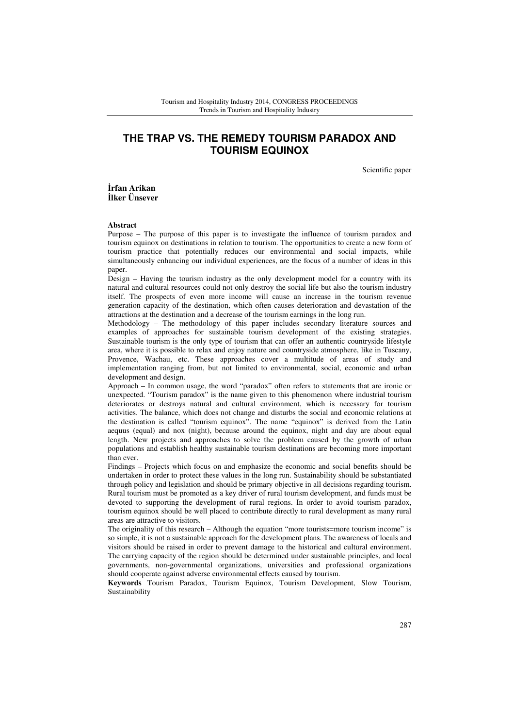# THE TRAP VS. THE REMEDY TOURISM PARADOX AND TOURISM EQUINOX

Scientific paper

**İrfan Arikan**
**İlker Ünsever**

**Abstract**

Purpose – The purpose of this paper is to investigate the influence of tourism paradox and tourism equinox on destinations in relation to tourism. The opportunities to create a new form of tourism practice that potentially reduces our environmental and social impacts, while simultaneously enhancing our individual experiences, are the focus of a number of ideas in this paper.

Design – Having the tourism industry as the only development model for a country with its natural and cultural resources could not only destroy the social life but also the tourism industry itself. The prospects of even more income will cause an increase in the tourism revenue generation capacity of the destination, which often causes deterioration and devastation of the attractions at the destination and a decrease of the tourism earnings in the long run.

Methodology – The methodology of this paper includes secondary literature sources and examples of approaches for sustainable tourism development of the existing strategies. Sustainable tourism is the only type of tourism that can offer an authentic countryside lifestyle area, where it is possible to relax and enjoy nature and countryside atmosphere, like in Tuscany, Provence, Wachau, etc. These approaches cover a multitude of areas of study and implementation ranging from, but not limited to environmental, social, economic and urban development and design.

Approach – In common usage, the word "paradox" often refers to statements that are ironic or unexpected. "Tourism paradox" is the name given to this phenomenon where industrial tourism deteriorates or destroys natural and cultural environment, which is necessary for tourism activities. The balance, which does not change and disturbs the social and economic relations at the destination is called "tourism equinox". The name "equinox" is derived from the Latin aequus (equal) and nox (night), because around the equinox, night and day are about equal length. New projects and approaches to solve the problem caused by the growth of urban populations and establish healthy sustainable tourism destinations are becoming more important than ever.

Findings – Projects which focus on and emphasize the economic and social benefits should be undertaken in order to protect these values in the long run. Sustainability should be substantiated through policy and legislation and should be primary objective in all decisions regarding tourism. Rural tourism must be promoted as a key driver of rural tourism development, and funds must be devoted to supporting the development of rural regions. In order to avoid tourism paradox, tourism equinox should be well placed to contribute directly to rural development as many rural areas are attractive to visitors.

The originality of this research – Although the equation "more tourists=more tourism income" is so simple, it is not a sustainable approach for the development plans. The awareness of locals and visitors should be raised in order to prevent damage to the historical and cultural environment. The carrying capacity of the region should be determined under sustainable principles, and local governments, non-governmental organizations, universities and professional organizations should cooperate against adverse environmental effects caused by tourism.

**Keywords** Tourism Paradox, Tourism Equinox, Tourism Development, Slow Tourism, Sustainability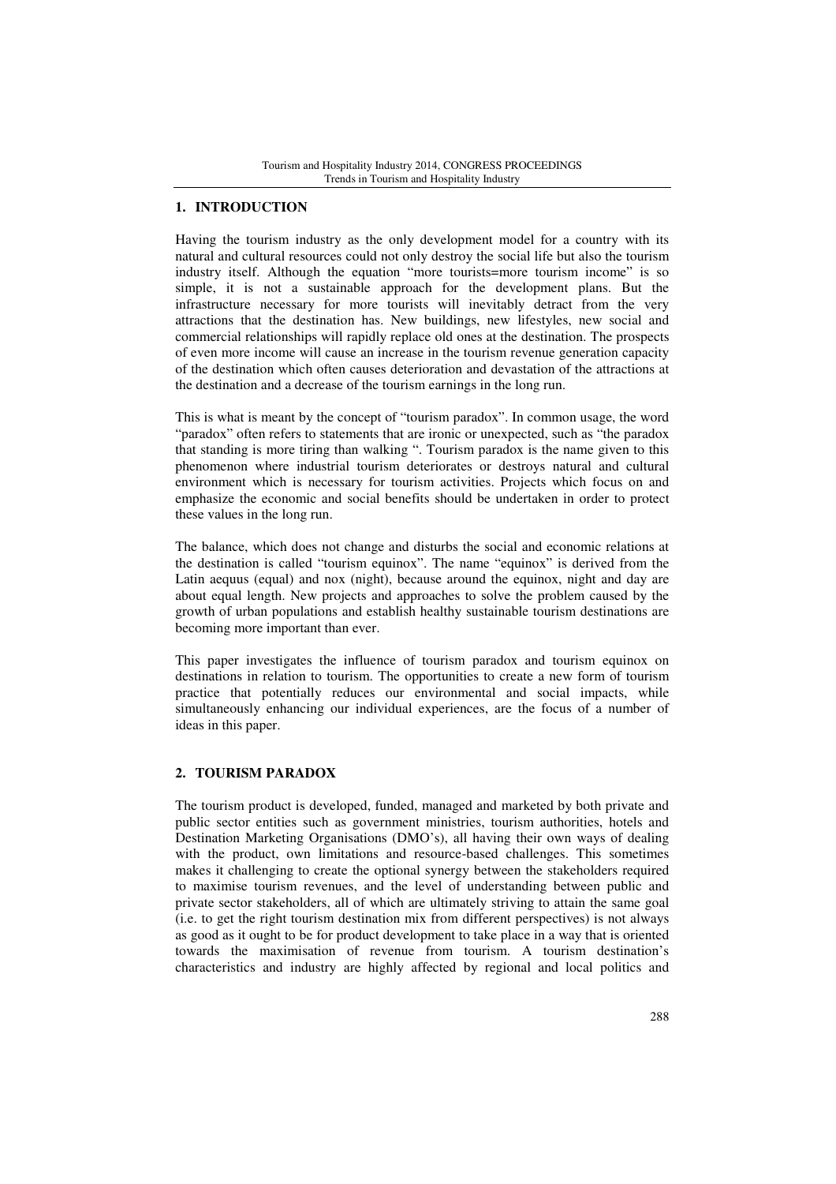## 1. INTRODUCTION

Having the tourism industry as the only development model for a country with its natural and cultural resources could not only destroy the social life but also the tourism industry itself. Although the equation "more tourists=more tourism income" is so simple, it is not a sustainable approach for the development plans. But the infrastructure necessary for more tourists will inevitably detract from the very attractions that the destination has. New buildings, new lifestyles, new social and commercial relationships will rapidly replace old ones at the destination. The prospects of even more income will cause an increase in the tourism revenue generation capacity of the destination which often causes deterioration and devastation of the attractions at the destination and a decrease of the tourism earnings in the long run.

This is what is meant by the concept of "tourism paradox". In common usage, the word "paradox" often refers to statements that are ironic or unexpected, such as "the paradox that standing is more tiring than walking ". Tourism paradox is the name given to this phenomenon where industrial tourism deteriorates or destroys natural and cultural environment which is necessary for tourism activities. Projects which focus on and emphasize the economic and social benefits should be undertaken in order to protect these values in the long run.

The balance, which does not change and disturbs the social and economic relations at the destination is called "tourism equinox". The name "equinox" is derived from the Latin aequus (equal) and nox (night), because around the equinox, night and day are about equal length. New projects and approaches to solve the problem caused by the growth of urban populations and establish healthy sustainable tourism destinations are becoming more important than ever.

This paper investigates the influence of tourism paradox and tourism equinox on destinations in relation to tourism. The opportunities to create a new form of tourism practice that potentially reduces our environmental and social impacts, while simultaneously enhancing our individual experiences, are the focus of a number of ideas in this paper.

## 2. TOURISM PARADOX

The tourism product is developed, funded, managed and marketed by both private and public sector entities such as government ministries, tourism authorities, hotels and Destination Marketing Organisations (DMO's), all having their own ways of dealing with the product, own limitations and resource-based challenges. This sometimes makes it challenging to create the optional synergy between the stakeholders required to maximise tourism revenues, and the level of understanding between public and private sector stakeholders, all of which are ultimately striving to attain the same goal (i.e. to get the right tourism destination mix from different perspectives) is not always as good as it ought to be for product development to take place in a way that is oriented towards the maximisation of revenue from tourism. A tourism destination's characteristics and industry are highly affected by regional and local politics and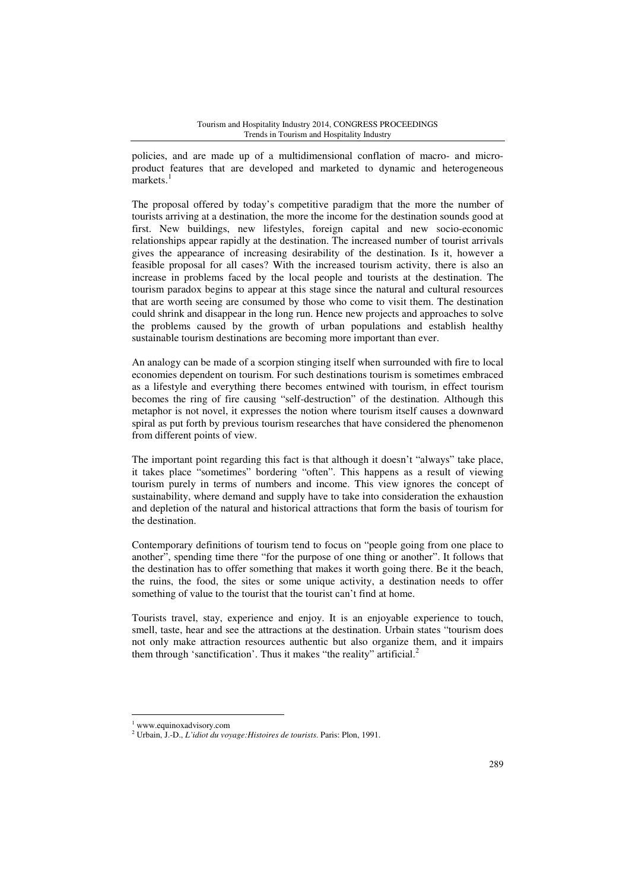policies, and are made up of a multidimensional conflation of macro- and micro-product features that are developed and marketed to dynamic and heterogeneous markets.[1]

The proposal offered by today's competitive paradigm that the more the number of tourists arriving at a destination, the more the income for the destination sounds good at first. New buildings, new lifestyles, foreign capital and new socio-economic relationships appear rapidly at the destination. The increased number of tourist arrivals gives the appearance of increasing desirability of the destination. Is it, however a feasible proposal for all cases? With the increased tourism activity, there is also an increase in problems faced by the local people and tourists at the destination. The tourism paradox begins to appear at this stage since the natural and cultural resources that are worth seeing are consumed by those who come to visit them. The destination could shrink and disappear in the long run. Hence new projects and approaches to solve the problems caused by the growth of urban populations and establish healthy sustainable tourism destinations are becoming more important than ever.

An analogy can be made of a scorpion stinging itself when surrounded with fire to local economies dependent on tourism. For such destinations tourism is sometimes embraced as a lifestyle and everything there becomes entwined with tourism, in effect tourism becomes the ring of fire causing "self-destruction" of the destination. Although this metaphor is not novel, it expresses the notion where tourism itself causes a downward spiral as put forth by previous tourism researches that have considered the phenomenon from different points of view.

The important point regarding this fact is that although it doesn't "always" take place, it takes place "sometimes" bordering "often". This happens as a result of viewing tourism purely in terms of numbers and income. This view ignores the concept of sustainability, where demand and supply have to take into consideration the exhaustion and depletion of the natural and historical attractions that form the basis of tourism for the destination.

Contemporary definitions of tourism tend to focus on "people going from one place to another", spending time there "for the purpose of one thing or another". It follows that the destination has to offer something that makes it worth going there. Be it the beach, the ruins, the food, the sites or some unique activity, a destination needs to offer something of value to the tourist that the tourist can't find at home.

Tourists travel, stay, experience and enjoy. It is an enjoyable experience to touch, smell, taste, hear and see the attractions at the destination. Urbain states "tourism does not only make attraction resources authentic but also organize them, and it impairs them through 'sanctification'. Thus it makes "the reality" artificial.[2]

---

[1] www.equinoxadvisory.com

[2] Urbain, J.-D., *L'idiot du voyage:Histoires de tourists*. Paris: Plon, 1991.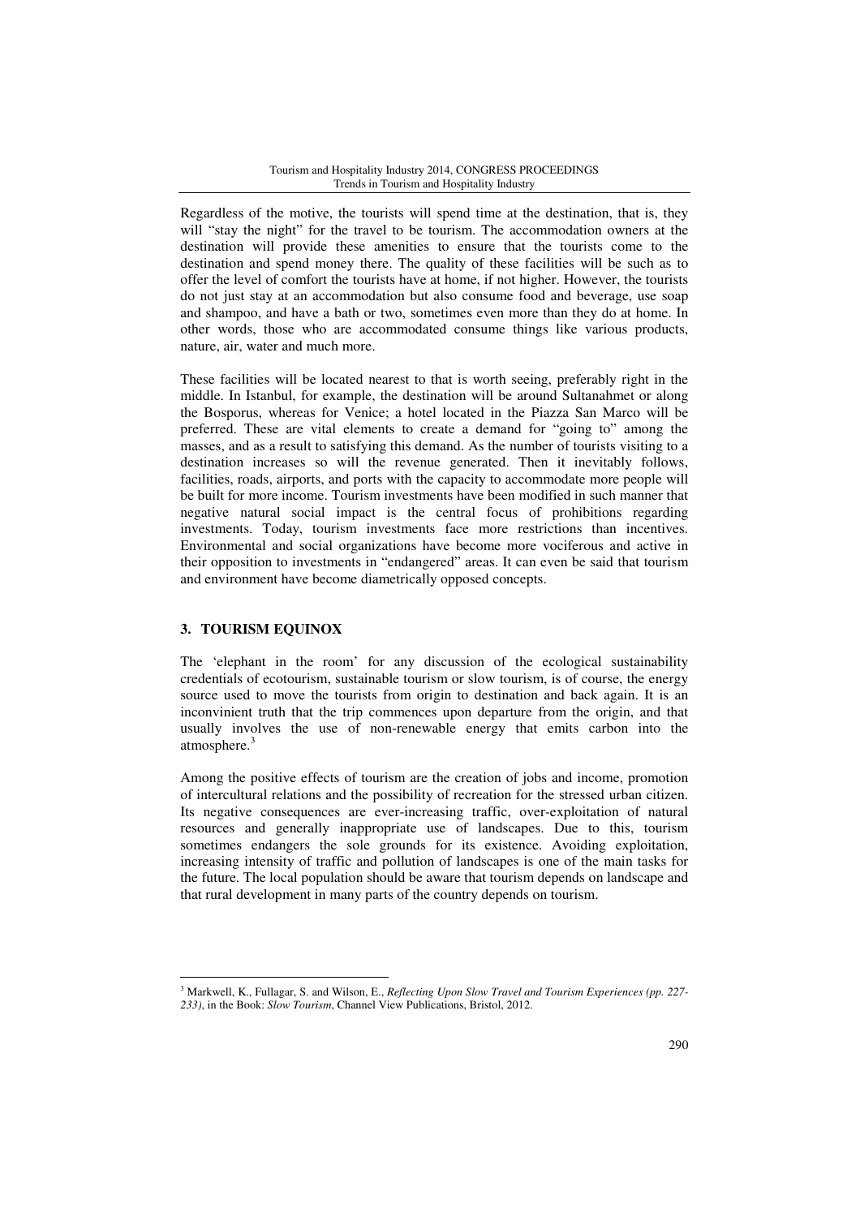Regardless of the motive, the tourists will spend time at the destination, that is, they will "stay the night" for the travel to be tourism. The accommodation owners at the destination will provide these amenities to ensure that the tourists come to the destination and spend money there. The quality of these facilities will be such as to offer the level of comfort the tourists have at home, if not higher. However, the tourists do not just stay at an accommodation but also consume food and beverage, use soap and shampoo, and have a bath or two, sometimes even more than they do at home. In other words, those who are accommodated consume things like various products, nature, air, water and much more.

These facilities will be located nearest to that is worth seeing, preferably right in the middle. In Istanbul, for example, the destination will be around Sultanahmet or along the Bosporus, whereas for Venice; a hotel located in the Piazza San Marco will be preferred. These are vital elements to create a demand for "going to" among the masses, and as a result to satisfying this demand. As the number of tourists visiting to a destination increases so will the revenue generated. Then it inevitably follows, facilities, roads, airports, and ports with the capacity to accommodate more people will be built for more income. Tourism investments have been modified in such manner that negative natural social impact is the central focus of prohibitions regarding investments. Today, tourism investments face more restrictions than incentives. Environmental and social organizations have become more vociferous and active in their opposition to investments in "endangered" areas. It can even be said that tourism and environment have become diametrically opposed concepts.

## 3. TOURISM EQUINOX

The 'elephant in the room' for any discussion of the ecological sustainability credentials of ecotourism, sustainable tourism or slow tourism, is of course, the energy source used to move the tourists from origin to destination and back again. It is an inconvinient truth that the trip commences upon departure from the origin, and that usually involves the use of non-renewable energy that emits carbon into the atmosphere.[3]

Among the positive effects of tourism are the creation of jobs and income, promotion of intercultural relations and the possibility of recreation for the stressed urban citizen. Its negative consequences are ever-increasing traffic, over-exploitation of natural resources and generally inappropriate use of landscapes. Due to this, tourism sometimes endangers the sole grounds for its existence. Avoiding exploitation, increasing intensity of traffic and pollution of landscapes is one of the main tasks for the future. The local population should be aware that tourism depends on landscape and that rural development in many parts of the country depends on tourism.

---

[3] Markwell, K., Fullagar, S. and Wilson, E., *Reflecting Upon Slow Travel and Tourism Experiences (pp. 227-233)*, in the Book: *Slow Tourism*, Channel View Publications, Bristol, 2012.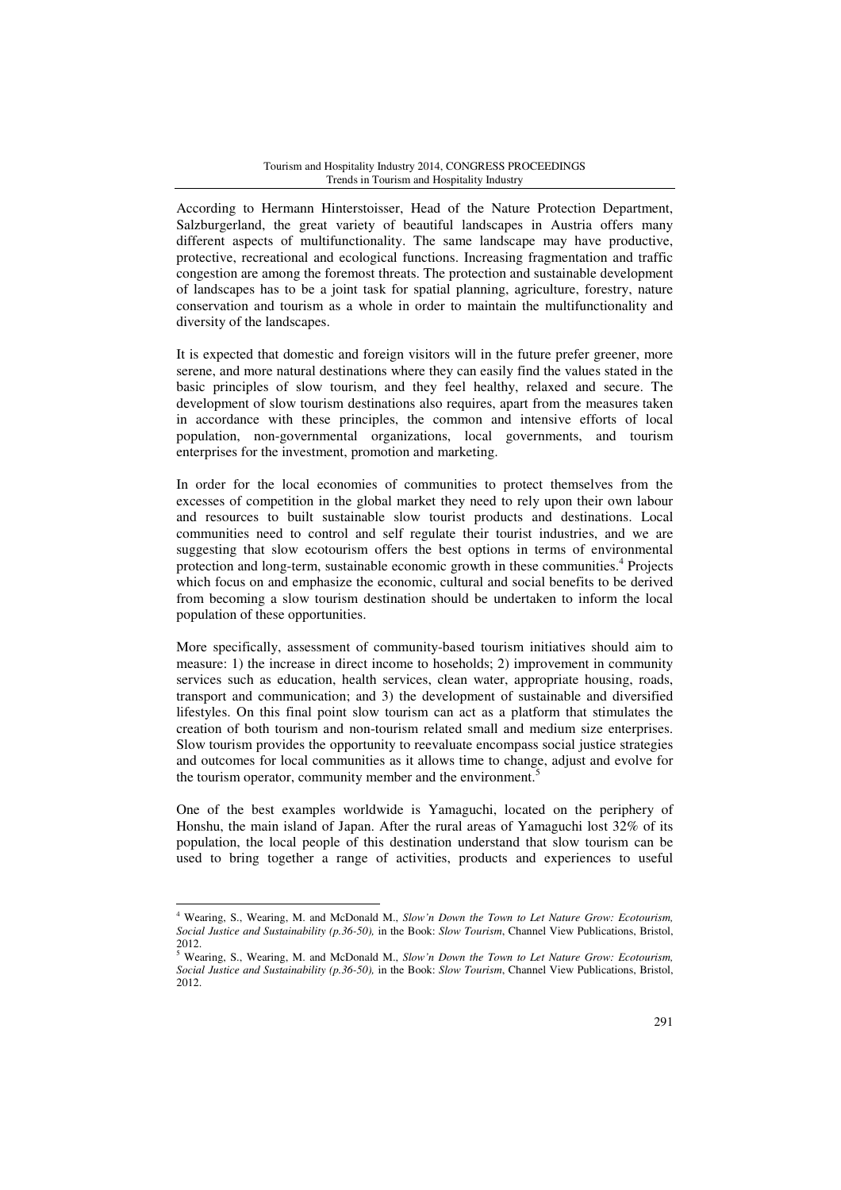According to Hermann Hinterstoisser, Head of the Nature Protection Department, Salzburgerland, the great variety of beautiful landscapes in Austria offers many different aspects of multifunctionality. The same landscape may have productive, protective, recreational and ecological functions. Increasing fragmentation and traffic congestion are among the foremost threats. The protection and sustainable development of landscapes has to be a joint task for spatial planning, agriculture, forestry, nature conservation and tourism as a whole in order to maintain the multifunctionality and diversity of the landscapes.

It is expected that domestic and foreign visitors will in the future prefer greener, more serene, and more natural destinations where they can easily find the values stated in the basic principles of slow tourism, and they feel healthy, relaxed and secure. The development of slow tourism destinations also requires, apart from the measures taken in accordance with these principles, the common and intensive efforts of local population, non-governmental organizations, local governments, and tourism enterprises for the investment, promotion and marketing.

In order for the local economies of communities to protect themselves from the excesses of competition in the global market they need to rely upon their own labour and resources to built sustainable slow tourist products and destinations. Local communities need to control and self regulate their tourist industries, and we are suggesting that slow ecotourism offers the best options in terms of environmental protection and long-term, sustainable economic growth in these communities.[4] Projects which focus on and emphasize the economic, cultural and social benefits to be derived from becoming a slow tourism destination should be undertaken to inform the local population of these opportunities.

More specifically, assessment of community-based tourism initiatives should aim to measure: 1) the increase in direct income to hoseholds; 2) improvement in community services such as education, health services, clean water, appropriate housing, roads, transport and communication; and 3) the development of sustainable and diversified lifestyles. On this final point slow tourism can act as a platform that stimulates the creation of both tourism and non-tourism related small and medium size enterprises. Slow tourism provides the opportunity to reevaluate encompass social justice strategies and outcomes for local communities as it allows time to change, adjust and evolve for the tourism operator, community member and the environment.[5]

One of the best examples worldwide is Yamaguchi, located on the periphery of Honshu, the main island of Japan. After the rural areas of Yamaguchi lost 32% of its population, the local people of this destination understand that slow tourism can be used to bring together a range of activities, products and experiences to useful

---

[4] Wearing, S., Wearing, M. and McDonald M., *Slow'n Down the Town to Let Nature Grow: Ecotourism, Social Justice and Sustainability (p.36-50),* in the Book: *Slow Tourism*, Channel View Publications, Bristol, 2012.

[5] Wearing, S., Wearing, M. and McDonald M., *Slow'n Down the Town to Let Nature Grow: Ecotourism, Social Justice and Sustainability (p.36-50),* in the Book: *Slow Tourism*, Channel View Publications, Bristol, 2012.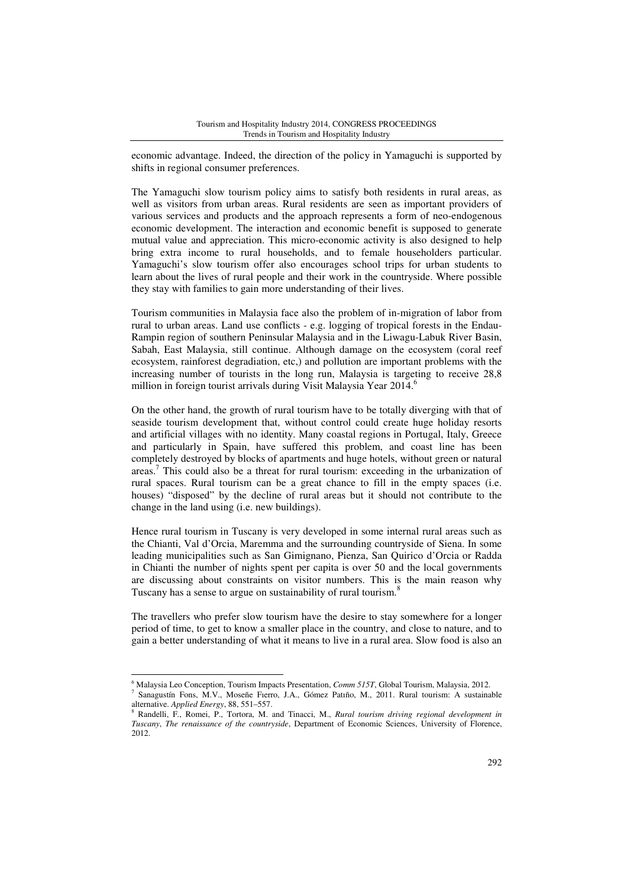economic advantage. Indeed, the direction of the policy in Yamaguchi is supported by shifts in regional consumer preferences.

The Yamaguchi slow tourism policy aims to satisfy both residents in rural areas, as well as visitors from urban areas. Rural residents are seen as important providers of various services and products and the approach represents a form of neo-endogenous economic development. The interaction and economic benefit is supposed to generate mutual value and appreciation. This micro-economic activity is also designed to help bring extra income to rural households, and to female householders particular. Yamaguchi's slow tourism offer also encourages school trips for urban students to learn about the lives of rural people and their work in the countryside. Where possible they stay with families to gain more understanding of their lives.

Tourism communities in Malaysia face also the problem of in-migration of labor from rural to urban areas. Land use conflicts - e.g. logging of tropical forests in the Endau-Rampin region of southern Peninsular Malaysia and in the Liwagu-Labuk River Basin, Sabah, East Malaysia, still continue. Although damage on the ecosystem (coral reef ecosystem, rainforest degradiation, etc,) and pollution are important problems with the increasing number of tourists in the long run, Malaysia is targeting to receive 28,8 million in foreign tourist arrivals during Visit Malaysia Year 2014.[6]

On the other hand, the growth of rural tourism have to be totally diverging with that of seaside tourism development that, without control could create huge holiday resorts and artificial villages with no identity. Many coastal regions in Portugal, Italy, Greece and particularly in Spain, have suffered this problem, and coast line has been completely destroyed by blocks of apartments and huge hotels, without green or natural areas.[7] This could also be a threat for rural tourism: exceeding in the urbanization of rural spaces. Rural tourism can be a great chance to fill in the empty spaces (i.e. houses) "disposed" by the decline of rural areas but it should not contribute to the change in the land using (i.e. new buildings).

Hence rural tourism in Tuscany is very developed in some internal rural areas such as the Chianti, Val d'Orcia, Maremma and the surrounding countryside of Siena. In some leading municipalities such as San Gimignano, Pienza, San Quirico d'Orcia or Radda in Chianti the number of nights spent per capita is over 50 and the local governments are discussing about constraints on visitor numbers. This is the main reason why Tuscany has a sense to argue on sustainability of rural tourism.[8]

The travellers who prefer slow tourism have the desire to stay somewhere for a longer period of time, to get to know a smaller place in the country, and close to nature, and to gain a better understanding of what it means to live in a rural area. Slow food is also an

---

[6] Malaysia Leo Conception, Tourism Impacts Presentation, *Comm 515T*, Global Tourism, Malaysia, 2012.

[7] Sanagustín Fons, M.V., Moseñe Fierro, J.A., Gómez Patiño, M., 2011. Rural tourism: A sustainable alternative. *Applied Energy*, 88, 551–557.

[8] Randelli, F., Romei, P., Tortora, M. and Tinacci, M., *Rural tourism driving regional development in Tuscany*, *The renaissance of the countryside*, Department of Economic Sciences, University of Florence, 2012.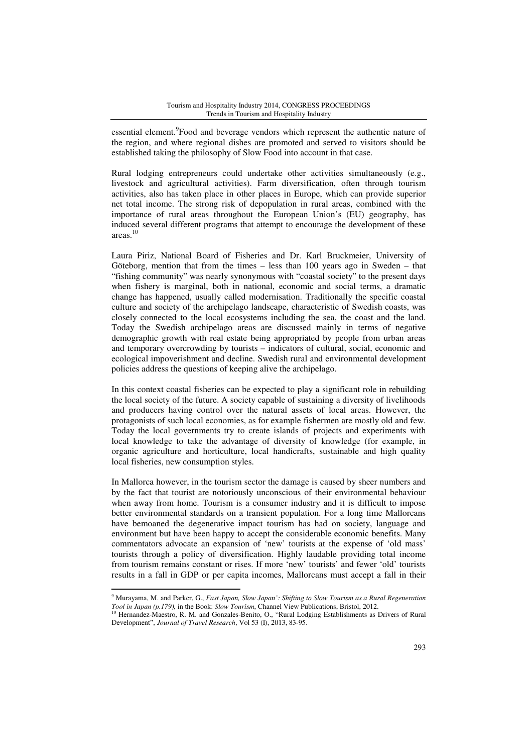essential element.[9]Food and beverage vendors which represent the authentic nature of the region, and where regional dishes are promoted and served to visitors should be established taking the philosophy of Slow Food into account in that case.

Rural lodging entrepreneurs could undertake other activities simultaneously (e.g., livestock and agricultural activities). Farm diversification, often through tourism activities, also has taken place in other places in Europe, which can provide superior net total income. The strong risk of depopulation in rural areas, combined with the importance of rural areas throughout the European Union's (EU) geography, has induced several different programs that attempt to encourage the development of these areas.[10]

Laura Piriz, National Board of Fisheries and Dr. Karl Bruckmeier, University of Göteborg, mention that from the times – less than 100 years ago in Sweden – that "fishing community" was nearly synonymous with "coastal society" to the present days when fishery is marginal, both in national, economic and social terms, a dramatic change has happened, usually called modernisation. Traditionally the specific coastal culture and society of the archipelago landscape, characteristic of Swedish coasts, was closely connected to the local ecosystems including the sea, the coast and the land. Today the Swedish archipelago areas are discussed mainly in terms of negative demographic growth with real estate being appropriated by people from urban areas and temporary overcrowding by tourists – indicators of cultural, social, economic and ecological impoverishment and decline. Swedish rural and environmental development policies address the questions of keeping alive the archipelago.

In this context coastal fisheries can be expected to play a significant role in rebuilding the local society of the future. A society capable of sustaining a diversity of livelihoods and producers having control over the natural assets of local areas. However, the protagonists of such local economies, as for example fishermen are mostly old and few. Today the local governments try to create islands of projects and experiments with local knowledge to take the advantage of diversity of knowledge (for example, in organic agriculture and horticulture, local handicrafts, sustainable and high quality local fisheries, new consumption styles.

In Mallorca however, in the tourism sector the damage is caused by sheer numbers and by the fact that tourist are notoriously unconscious of their environmental behaviour when away from home. Tourism is a consumer industry and it is difficult to impose better environmental standards on a transient population. For a long time Mallorcans have bemoaned the degenerative impact tourism has had on society, language and environment but have been happy to accept the considerable economic benefits. Many commentators advocate an expansion of 'new' tourists at the expense of 'old mass' tourists through a policy of diversification. Highly laudable providing total income from tourism remains constant or rises. If more 'new' tourists' and fewer 'old' tourists results in a fall in GDP or per capita incomes, Mallorcans must accept a fall in their

---

[9] Murayama, M. and Parker, G., *Fast Japan, Slow Japan': Shifting to Slow Tourism as a Rural Regeneration Tool in Japan (p.179),* in the Book: *Slow Tourism*, Channel View Publications, Bristol, 2012.

[10] Hernandez-Maestro, R. M. and Gonzales-Benito, O., "Rural Lodging Establishments as Drivers of Rural Development", *Journal of Travel Research*, Vol 53 (I), 2013, 83-95.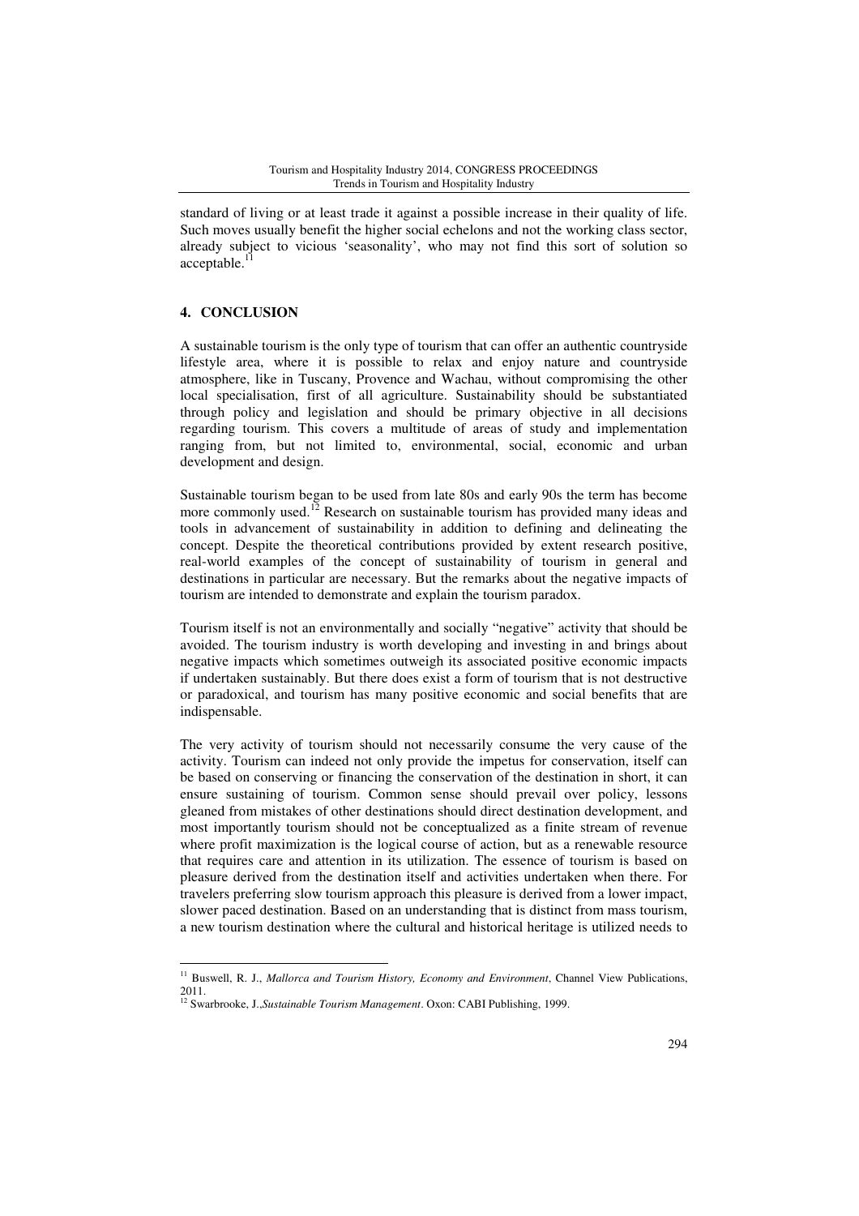standard of living or at least trade it against a possible increase in their quality of life. Such moves usually benefit the higher social echelons and not the working class sector, already subject to vicious 'seasonality', who may not find this sort of solution so acceptable.[11]

## 4. CONCLUSION

A sustainable tourism is the only type of tourism that can offer an authentic countryside lifestyle area, where it is possible to relax and enjoy nature and countryside atmosphere, like in Tuscany, Provence and Wachau, without compromising the other local specialisation, first of all agriculture. Sustainability should be substantiated through policy and legislation and should be primary objective in all decisions regarding tourism. This covers a multitude of areas of study and implementation ranging from, but not limited to, environmental, social, economic and urban development and design.

Sustainable tourism began to be used from late 80s and early 90s the term has become more commonly used.[12] Research on sustainable tourism has provided many ideas and tools in advancement of sustainability in addition to defining and delineating the concept. Despite the theoretical contributions provided by extent research positive, real-world examples of the concept of sustainability of tourism in general and destinations in particular are necessary. But the remarks about the negative impacts of tourism are intended to demonstrate and explain the tourism paradox.

Tourism itself is not an environmentally and socially "negative" activity that should be avoided. The tourism industry is worth developing and investing in and brings about negative impacts which sometimes outweigh its associated positive economic impacts if undertaken sustainably. But there does exist a form of tourism that is not destructive or paradoxical, and tourism has many positive economic and social benefits that are indispensable.

The very activity of tourism should not necessarily consume the very cause of the activity. Tourism can indeed not only provide the impetus for conservation, itself can be based on conserving or financing the conservation of the destination in short, it can ensure sustaining of tourism. Common sense should prevail over policy, lessons gleaned from mistakes of other destinations should direct destination development, and most importantly tourism should not be conceptualized as a finite stream of revenue where profit maximization is the logical course of action, but as a renewable resource that requires care and attention in its utilization. The essence of tourism is based on pleasure derived from the destination itself and activities undertaken when there. For travelers preferring slow tourism approach this pleasure is derived from a lower impact, slower paced destination. Based on an understanding that is distinct from mass tourism, a new tourism destination where the cultural and historical heritage is utilized needs to

---

[11] Buswell, R. J., *Mallorca and Tourism History, Economy and Environment*, Channel View Publications, 2011.

[12] Swarbrooke, J.,*Sustainable Tourism Management*. Oxon: CABI Publishing, 1999.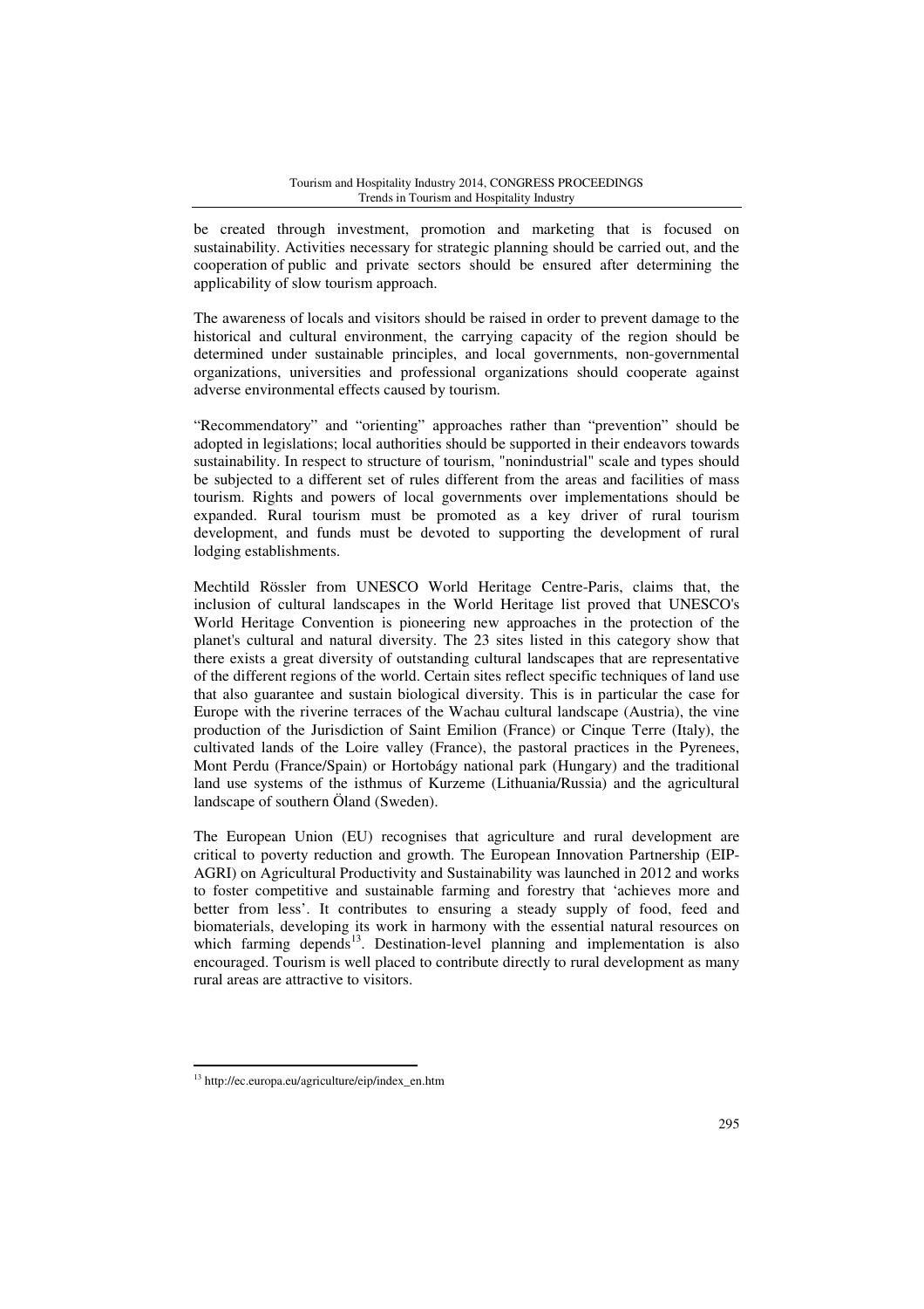be created through investment, promotion and marketing that is focused on sustainability. Activities necessary for strategic planning should be carried out, and the cooperation of public and private sectors should be ensured after determining the applicability of slow tourism approach.

The awareness of locals and visitors should be raised in order to prevent damage to the historical and cultural environment, the carrying capacity of the region should be determined under sustainable principles, and local governments, non-governmental organizations, universities and professional organizations should cooperate against adverse environmental effects caused by tourism.

"Recommendatory" and "orienting" approaches rather than "prevention" should be adopted in legislations; local authorities should be supported in their endeavors towards sustainability. In respect to structure of tourism, "nonindustrial" scale and types should be subjected to a different set of rules different from the areas and facilities of mass tourism. Rights and powers of local governments over implementations should be expanded. Rural tourism must be promoted as a key driver of rural tourism development, and funds must be devoted to supporting the development of rural lodging establishments.

Mechtild Rössler from UNESCO World Heritage Centre-Paris, claims that, the inclusion of cultural landscapes in the World Heritage list proved that UNESCO's World Heritage Convention is pioneering new approaches in the protection of the planet's cultural and natural diversity. The 23 sites listed in this category show that there exists a great diversity of outstanding cultural landscapes that are representative of the different regions of the world. Certain sites reflect specific techniques of land use that also guarantee and sustain biological diversity. This is in particular the case for Europe with the riverine terraces of the Wachau cultural landscape (Austria), the vine production of the Jurisdiction of Saint Emilion (France) or Cinque Terre (Italy), the cultivated lands of the Loire valley (France), the pastoral practices in the Pyrenees, Mont Perdu (France/Spain) or Hortobágy national park (Hungary) and the traditional land use systems of the isthmus of Kurzeme (Lithuania/Russia) and the agricultural landscape of southern Öland (Sweden).

The European Union (EU) recognises that agriculture and rural development are critical to poverty reduction and growth. The European Innovation Partnership (EIP-AGRI) on Agricultural Productivity and Sustainability was launched in 2012 and works to foster competitive and sustainable farming and forestry that 'achieves more and better from less'. It contributes to ensuring a steady supply of food, feed and biomaterials, developing its work in harmony with the essential natural resources on which farming depends[13]. Destination-level planning and implementation is also encouraged. Tourism is well placed to contribute directly to rural development as many rural areas are attractive to visitors.

[13] http://ec.europa.eu/agriculture/eip/index_en.htm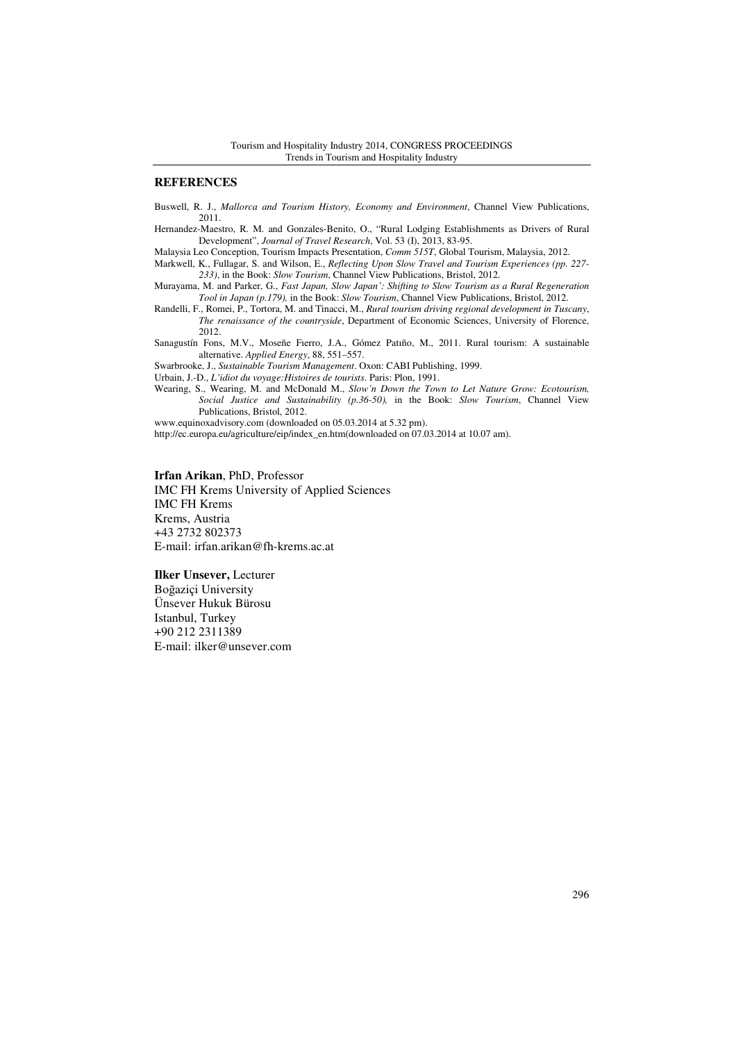## REFERENCES

Buswell, R. J., *Mallorca and Tourism History, Economy and Environment*, Channel View Publications, 2011.

Hernandez-Maestro, R. M. and Gonzales-Benito, O., "Rural Lodging Establishments as Drivers of Rural Development", *Journal of Travel Research*, Vol. 53 (I), 2013, 83-95.

Malaysia Leo Conception, Tourism Impacts Presentation, *Comm 515T*, Global Tourism, Malaysia, 2012.

Markwell, K., Fullagar, S. and Wilson, E., *Reflecting Upon Slow Travel and Tourism Experiences (pp. 227-233)*, in the Book: *Slow Tourism*, Channel View Publications, Bristol, 2012.

Murayama, M. and Parker, G., *Fast Japan, Slow Japan': Shifting to Slow Tourism as a Rural Regeneration Tool in Japan (p.179),* in the Book: *Slow Tourism*, Channel View Publications, Bristol, 2012.

Randelli, F., Romei, P., Tortora, M. and Tinacci, M., *Rural tourism driving regional development in Tuscany*, *The renaissance of the countryside*, Department of Economic Sciences, University of Florence, 2012.

Sanagustín Fons, M.V., Moseñe Fierro, J.A., Gómez Patıño, M., 2011. Rural tourism: A sustainable alternative. *Applied Energy*, 88, 551–557.

Swarbrooke, J., *Sustainable Tourism Management*. Oxon: CABI Publishing, 1999.

Urbain, J.-D., *L'idiot du voyage:Histoires de tourists*. Paris: Plon, 1991.

Wearing, S., Wearing, M. and McDonald M., *Slow'n Down the Town to Let Nature Grow: Ecotourism, Social Justice and Sustainability (p.36-50),* in the Book: *Slow Tourism*, Channel View Publications, Bristol, 2012.

www.equinoxadvisory.com (downloaded on 05.03.2014 at 5.32 pm).

http://ec.europa.eu/agriculture/eip/index_en.htm(downloaded on 07.03.2014 at 10.07 am).

**Irfan Arikan**, PhD, Professor
IMC FH Krems University of Applied Sciences
IMC FH Krems
Krems, Austria
+43 2732 802373
E-mail: irfan.arikan@fh-krems.ac.at

**Ilker Unsever,** Lecturer
Boğaziçi University
Ünsever Hukuk Bürosu
Istanbul, Turkey
+90 212 2311389
E-mail: ilker@unsever.com